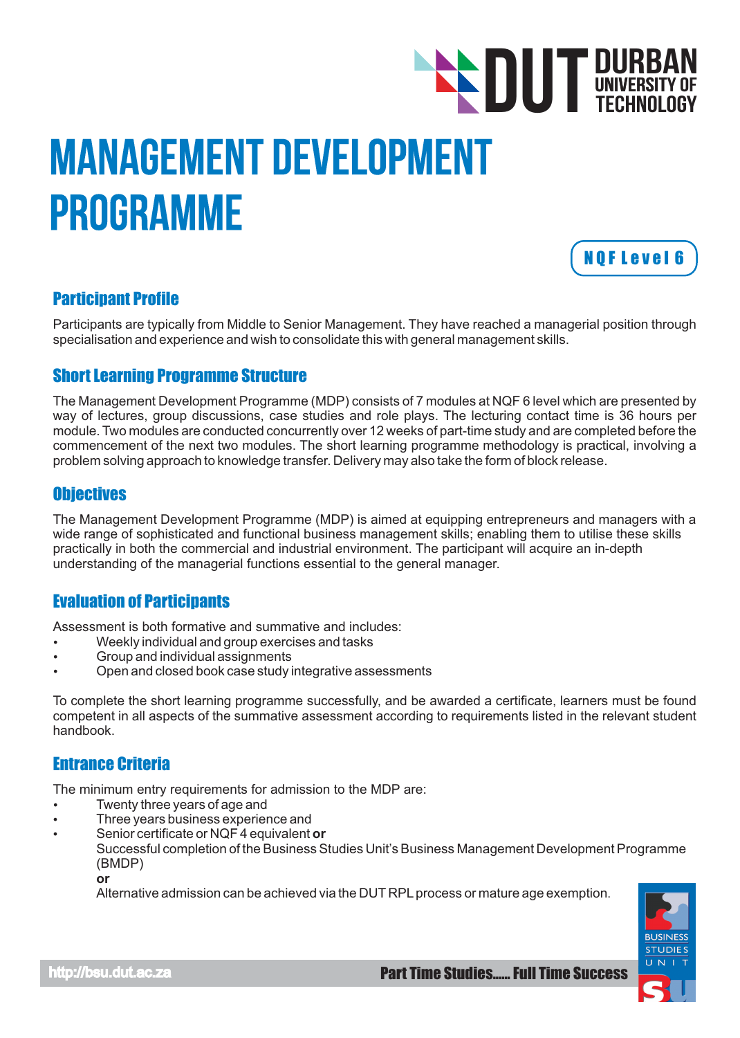# MANAGEMENT DEVELOPMENT PROGRAMME

NQF Level 6

## Participant Profile

Participants are typically from Middle to Senior Management. They have reached a managerial position through specialisation and experience and wish to consolidate this with general management skills.

## Short Learning Programme Structure

The Management Development Programme (MDP) consists of 7 modules at NQF 6 level which are presented by way of lectures, group discussions, case studies and role plays. The lecturing contact time is 36 hours per module. Two modules are conducted concurrently over 12 weeks of part-time study and are completed before the commencement of the next two modules. The short learning programme methodology is practical, involving a problem solving approach to knowledge transfer. Delivery may also take the form of block release.

## Objectives

The Management Development Programme (MDP) is aimed at equipping entrepreneurs and managers with a wide range of sophisticated and functional business management skills; enabling them to utilise these skills practically in both the commercial and industrial environment. The participant will acquire an in-depth understanding of the managerial functions essential to the general manager.

## Evaluation of Participants

Assessment is both formative and summative and includes:

- Weekly individual and group exercises and tasks
- Group and individual assignments
- Open and closed book case study integrative assessments

To complete the short learning programme successfully, and be awarded a certificate, learners must be found competent in all aspects of the summative assessment according to requirements listed in the relevant student handbook.

## Entrance Criteria

The minimum entry requirements for admission to the MDP are:

- Twenty three years of age and
- Three years business experience and
- Senior certificate or NQF 4 equivalent **or**
  Successful completion of the Business Studies Unit's Business Management Development Programme (BMDP)
  **or**
  Alternative admission can be achieved via the DUT RPL process or mature age exemption.

http://bsu.dut.ac.za

Part Time Studies...... Full Time Success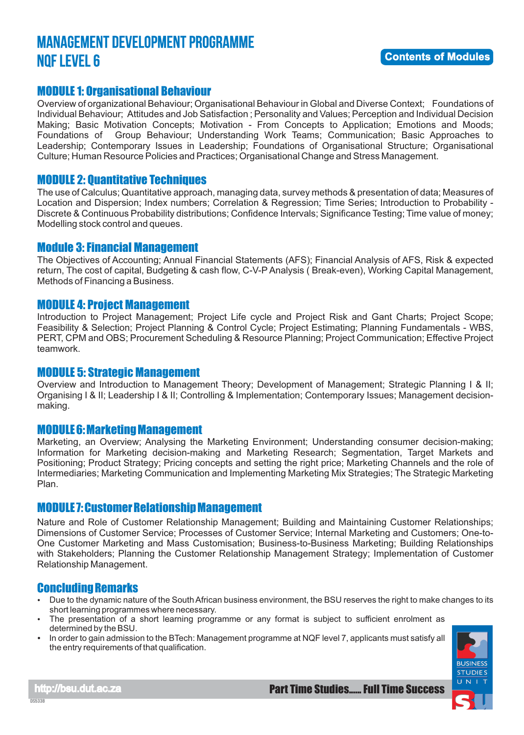# MANAGEMENT DEVELOPMENT PROGRAMME NQF LEVEL 6

**Contents of Modules**

## MODULE 1: Organisational Behaviour

Overview of organizational Behaviour; Organisational Behaviour in Global and Diverse Context; Foundations of Individual Behaviour; Attitudes and Job Satisfaction ; Personality and Values; Perception and Individual Decision Making; Basic Motivation Concepts; Motivation - From Concepts to Application; Emotions and Moods; Foundations of Group Behaviour; Understanding Work Teams; Communication; Basic Approaches to Leadership; Contemporary Issues in Leadership; Foundations of Organisational Structure; Organisational Culture; Human Resource Policies and Practices; Organisational Change and Stress Management.

## MODULE 2: Quantitative Techniques

The use of Calculus; Quantitative approach, managing data, survey methods & presentation of data; Measures of Location and Dispersion; Index numbers; Correlation & Regression; Time Series; Introduction to Probability - Discrete & Continuous Probability distributions; Confidence Intervals; Significance Testing; Time value of money; Modelling stock control and queues.

## Module 3: Financial Management

The Objectives of Accounting; Annual Financial Statements (AFS); Financial Analysis of AFS, Risk & expected return, The cost of capital, Budgeting & cash flow, C-V-P Analysis ( Break-even), Working Capital Management, Methods of Financing a Business.

## MODULE 4: Project Management

Introduction to Project Management; Project Life cycle and Project Risk and Gant Charts; Project Scope; Feasibility & Selection; Project Planning & Control Cycle; Project Estimating; Planning Fundamentals - WBS, PERT, CPM and OBS; Procurement Scheduling & Resource Planning; Project Communication; Effective Project teamwork.

## MODULE 5: Strategic Management

Overview and Introduction to Management Theory; Development of Management; Strategic Planning I & II; Organising I & II; Leadership I & II; Controlling & Implementation; Contemporary Issues; Management decision-making.

## MODULE 6: Marketing Management

Marketing, an Overview; Analysing the Marketing Environment; Understanding consumer decision-making; Information for Marketing decision-making and Marketing Research; Segmentation, Target Markets and Positioning; Product Strategy; Pricing concepts and setting the right price; Marketing Channels and the role of Intermediaries; Marketing Communication and Implementing Marketing Mix Strategies; The Strategic Marketing Plan.

## MODULE 7: Customer Relationship Management

Nature and Role of Customer Relationship Management; Building and Maintaining Customer Relationships; Dimensions of Customer Service; Processes of Customer Service; Internal Marketing and Customers; One-to-One Customer Marketing and Mass Customisation; Business-to-Business Marketing; Building Relationships with Stakeholders; Planning the Customer Relationship Management Strategy; Implementation of Customer Relationship Management.

## Concluding Remarks

- Due to the dynamic nature of the South African business environment, the BSU reserves the right to make changes to its short learning programmes where necessary.
- The presentation of a short learning programme or any format is subject to sufficient enrolment as determined by the BSU.
- In order to gain admission to the BTech: Management programme at NQF level 7, applicants must satisfy all the entry requirements of that qualification.

BUSINESS STUDIES UNIT

http://bsu.dut.ac.za

Part Time Studies...... Full Time Success

DS5338